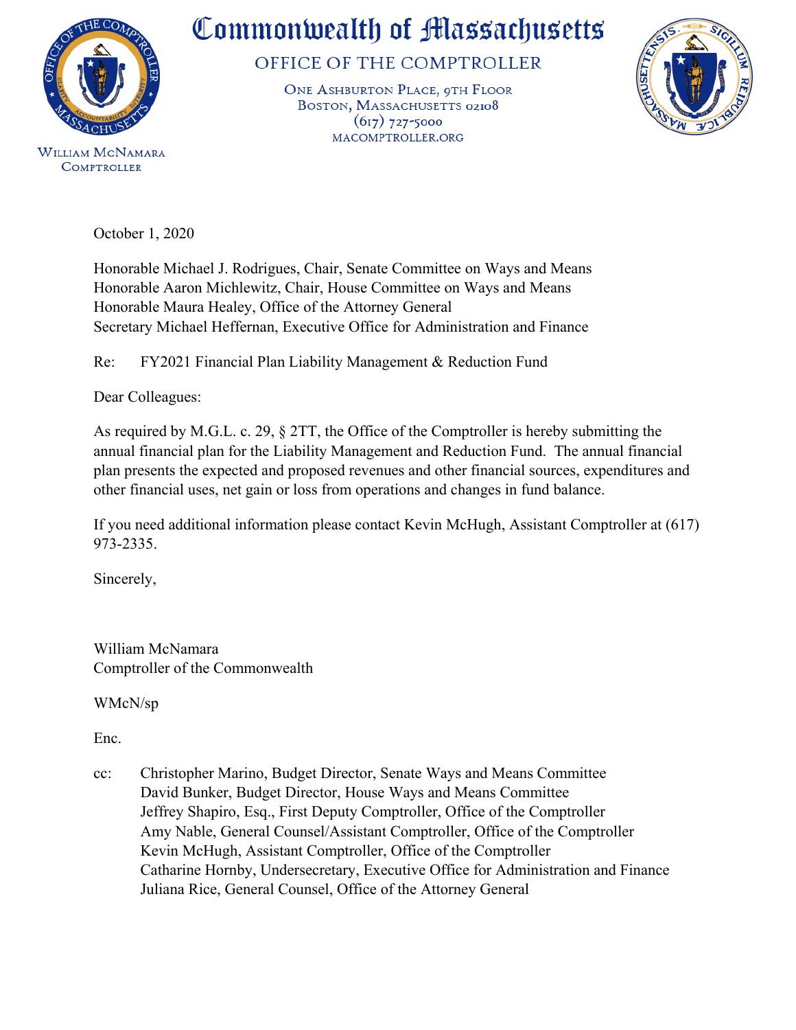# Commonwealth of Massachusetts

## OFFICE OF THE COMPTROLLER

One Ashburton Place, 9th Floor
Boston, Massachusetts 02108
(617) 727-5000
macomptroller.org

William McNamara
Comptroller

October 1, 2020

Honorable Michael J. Rodrigues, Chair, Senate Committee on Ways and Means
Honorable Aaron Michlewitz, Chair, House Committee on Ways and Means
Honorable Maura Healey, Office of the Attorney General
Secretary Michael Heffernan, Executive Office for Administration and Finance

Re: FY2021 Financial Plan Liability Management & Reduction Fund

Dear Colleagues:

As required by M.G.L. c. 29, § 2TT, the Office of the Comptroller is hereby submitting the annual financial plan for the Liability Management and Reduction Fund. The annual financial plan presents the expected and proposed revenues and other financial sources, expenditures and other financial uses, net gain or loss from operations and changes in fund balance.

If you need additional information please contact Kevin McHugh, Assistant Comptroller at (617) 973-2335.

Sincerely,

William McNamara
Comptroller of the Commonwealth

WMcN/sp

Enc.

cc: Christopher Marino, Budget Director, Senate Ways and Means Committee
David Bunker, Budget Director, House Ways and Means Committee
Jeffrey Shapiro, Esq., First Deputy Comptroller, Office of the Comptroller
Amy Nable, General Counsel/Assistant Comptroller, Office of the Comptroller
Kevin McHugh, Assistant Comptroller, Office of the Comptroller
Catharine Hornby, Undersecretary, Executive Office for Administration and Finance
Juliana Rice, General Counsel, Office of the Attorney General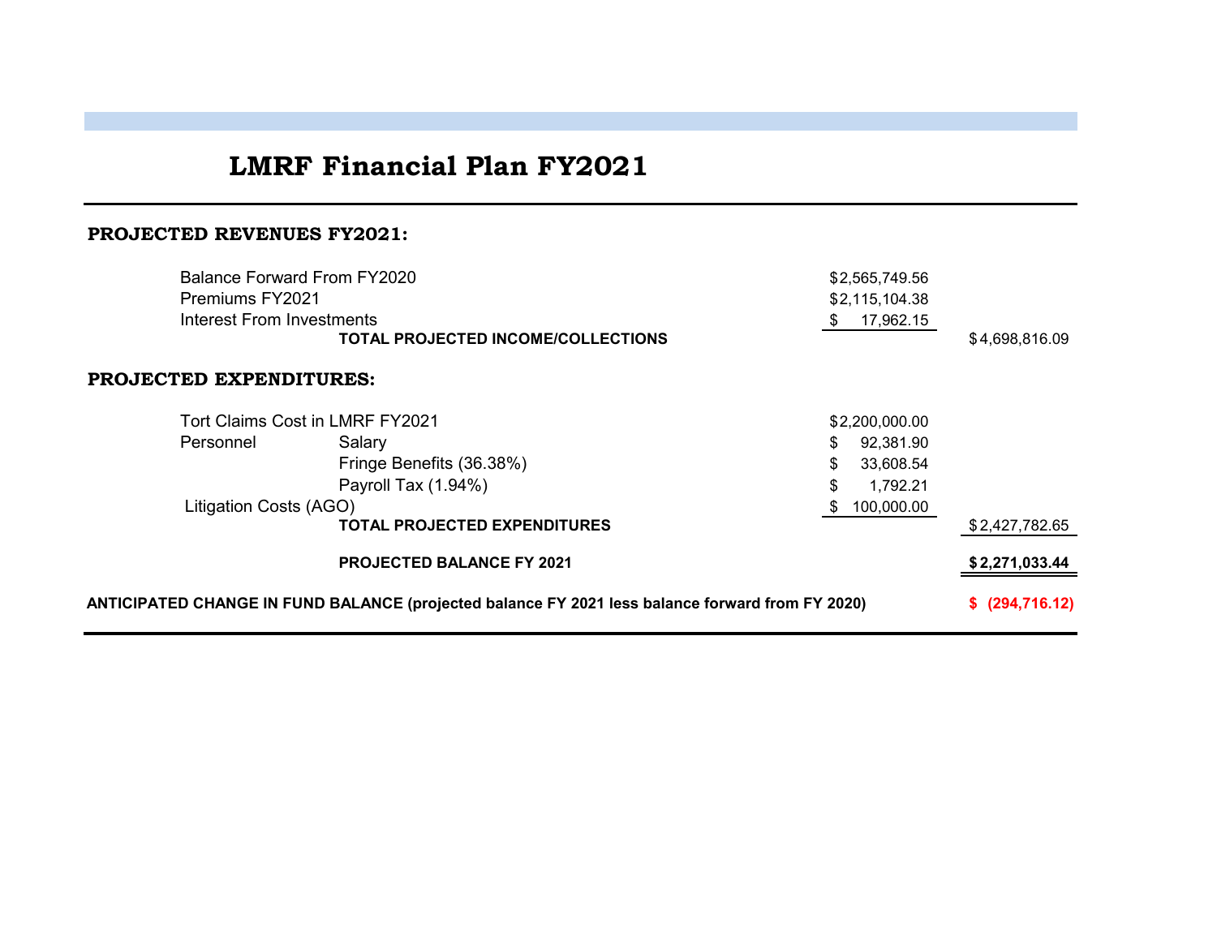# LMRF Financial Plan FY2021

## PROJECTED REVENUES FY2021:

| | | | |
|---|---|---|---|
| Balance Forward From FY2020 | | $2,565,749.56 | |
| Premiums FY2021 | | $2,115,104.38 | |
| Interest From Investments | | $ 17,962.15 | |
| | **TOTAL PROJECTED INCOME/COLLECTIONS** | | $4,698,816.09 |

## PROJECTED EXPENDITURES:

| | | | |
|---|---|---|---|
| Tort Claims Cost in LMRF FY2021 | | $2,200,000.00 | |
| Personnel | Salary | $ 92,381.90 | |
| | Fringe Benefits (36.38%) | $ 33,608.54 | |
| | Payroll Tax (1.94%) | $ 1,792.21 | |
| Litigation Costs (AGO) | | $ 100,000.00 | |
| | **TOTAL PROJECTED EXPENDITURES** | | $2,427,782.65 |
| | **PROJECTED BALANCE FY 2021** | | **$2,271,033.44** |

**ANTICIPATED CHANGE IN FUND BALANCE (projected balance FY 2021 less balance forward from FY 2020)** **$ (294,716.12)**